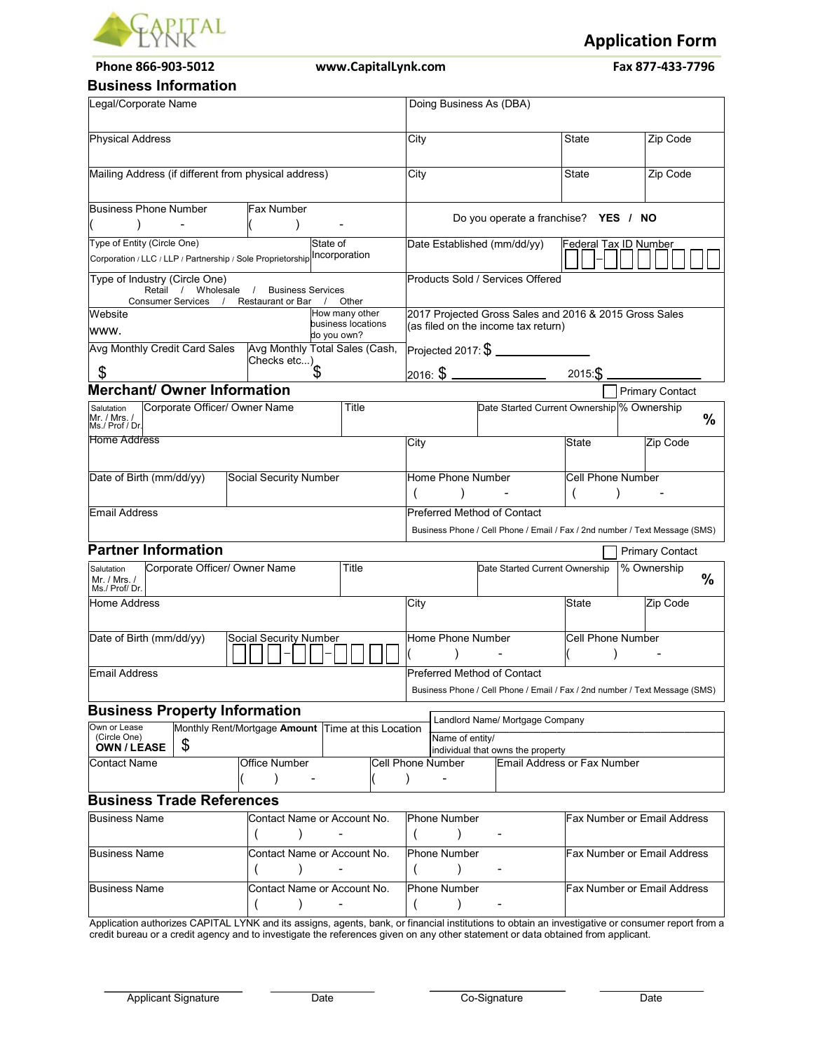CAPITAL LYNK

# Application Form

**Phone 866-903-5012** **www.CapitalLynk.com** **Fax 877-433-7796**

## Business Information

| Legal/Corporate Name | | Doing Business As (DBA) | | |
|---|---|---|---|---|
| Physical Address | | City | State | Zip Code |
| Mailing Address (if different from physical address) | | City | State | Zip Code |
| Business Phone Number ( ) - | Fax Number ( ) - | Do you operate a franchise? **YES / NO** | | |
| Type of Entity (Circle One) Corporation / LLC / LLP / Partnership / Sole Proprietorship | State of Incorporation | Date Established (mm/dd/yy) | Federal Tax ID Number __ - _______ | |
| Type of Industry (Circle One) Retail / Wholesale / Business Services / Consumer Services / Restaurant or Bar / Other | | Products Sold / Services Offered | | |
| Website www. | How many other business locations do you own? | 2017 Projected Gross Sales and 2016 & 2015 Gross Sales (as filed on the income tax return) | | |
| Avg Monthly Credit Card Sales $ | Avg Monthly Total Sales (Cash, Checks etc...) $ | Projected 2017: $ ________ 2016: $ ________ 2015: $ ________ | | |

## Merchant/ Owner Information

☐ Primary Contact

| Salutation Mr. / Mrs. / Ms./ Prof / Dr. | Corporate Officer/ Owner Name | Title | Date Started Current Ownership | % Ownership % |
|---|---|---|---|---|
| Home Address | | City | State | Zip Code |
| Date of Birth (mm/dd/yy) | Social Security Number | Home Phone Number ( ) - | Cell Phone Number ( ) - | |
| Email Address | | Preferred Method of Contact Business Phone / Cell Phone / Email / Fax / 2nd number / Text Message (SMS) | | |

## Partner Information

☐ Primary Contact

| Salutation Mr. / Mrs. / Ms./ Prof/ Dr. | Corporate Officer/ Owner Name | Title | Date Started Current Ownership | % Ownership % |
|---|---|---|---|---|
| Home Address | | City | State | Zip Code |
| Date of Birth (mm/dd/yy) | Social Security Number ___ - __ - ____ | Home Phone Number ( ) - | Cell Phone Number ( ) - | |
| Email Address | | Preferred Method of Contact Business Phone / Cell Phone / Email / Fax / 2nd number / Text Message (SMS) | | |

## Business Property Information

| Own or Lease (Circle One) **OWN / LEASE** | Monthly Rent/Mortgage **Amount** $ | Time at this Location | Landlord Name/ Mortgage Company; Name of entity/ individual that owns the property |
|---|---|---|---|
| Contact Name | Office Number ( ) - | Cell Phone Number ( ) - | Email Address or Fax Number |

## Business Trade References

| Business Name | Contact Name or Account No. ( ) - | Phone Number ( ) - | Fax Number or Email Address |
|---|---|---|---|
| Business Name | Contact Name or Account No. ( ) - | Phone Number ( ) - | Fax Number or Email Address |
| Business Name | Contact Name or Account No. ( ) - | Phone Number ( ) - | Fax Number or Email Address |

Application authorizes CAPITAL LYNK and its assigns, agents, bank, or financial institutions to obtain an investigative or consumer report from a credit bureau or a credit agency and to investigate the references given on any other statement or data obtained from applicant.

________________ Applicant Signature ________________ Date ________________ Co-Signature ________________ Date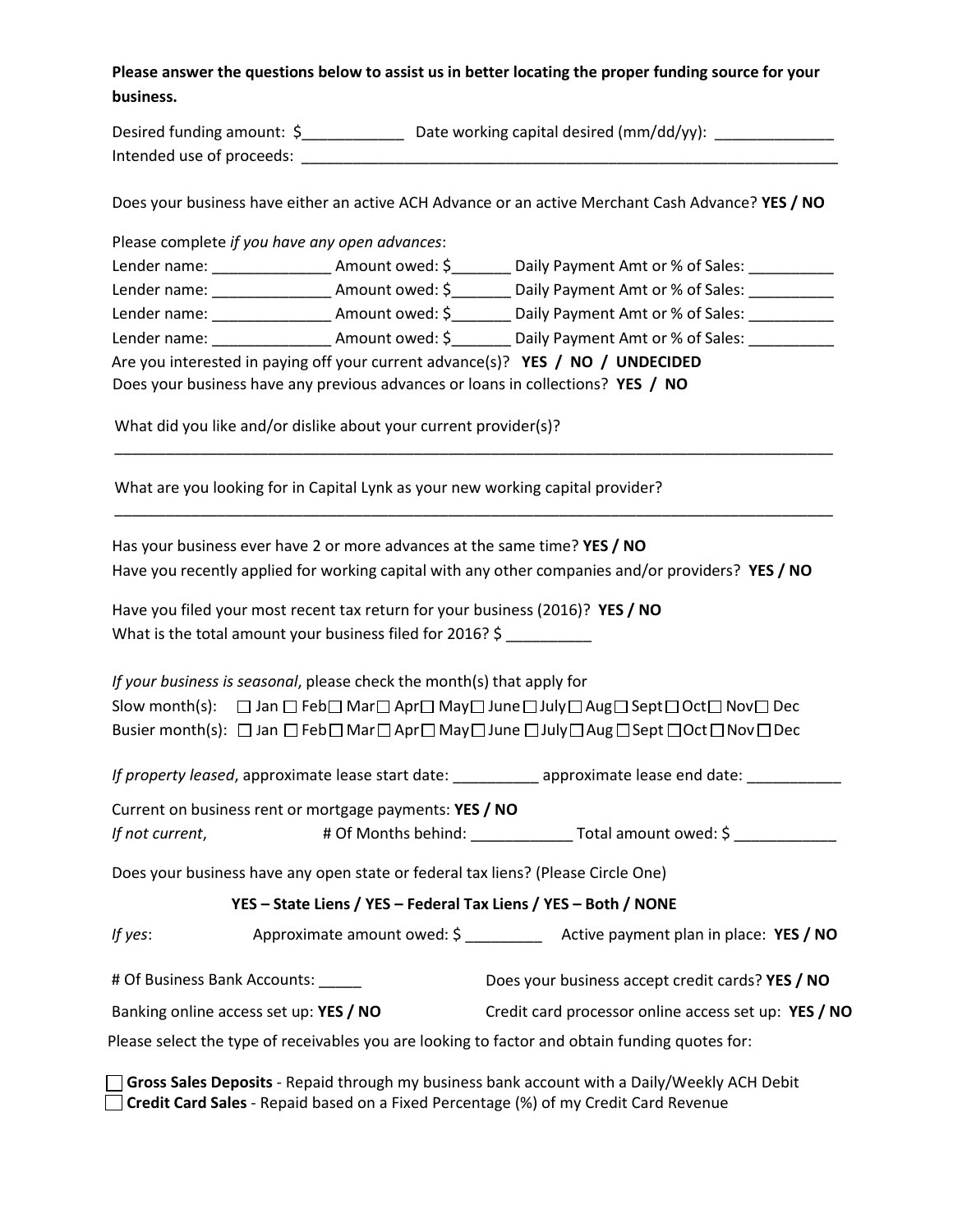**Please answer the questions below to assist us in better locating the proper funding source for your business.**

Desired funding amount: $____________ Date working capital desired (mm/dd/yy): ______________

Intended use of proceeds: _________________________________________________________________

Does your business have either an active ACH Advance or an active Merchant Cash Advance? **YES / NO**

Please complete *if you have any open advances*:

Lender name: ______________ Amount owed: $_______ Daily Payment Amt or % of Sales: __________

Lender name: ______________ Amount owed: $_______ Daily Payment Amt or % of Sales: __________

Lender name: ______________ Amount owed: $_______ Daily Payment Amt or % of Sales: __________

Lender name: ______________ Amount owed: $_______ Daily Payment Amt or % of Sales: __________

Are you interested in paying off your current advance(s)? **YES / NO / UNDECIDED**

Does your business have any previous advances or loans in collections? **YES / NO**

What did you like and/or dislike about your current provider(s)?

_________________________________________________________________________________________

What are you looking for in Capital Lynk as your new working capital provider?

_________________________________________________________________________________________

Has your business ever have 2 or more advances at the same time? **YES / NO**

Have you recently applied for working capital with any other companies and/or providers? **YES / NO**

Have you filed your most recent tax return for your business (2016)? **YES / NO**

What is the total amount your business filed for 2016? $ __________

*If your business is seasonal*, please check the month(s) that apply for

Slow month(s): ☐ Jan ☐ Feb ☐ Mar ☐ Apr ☐ May ☐ June ☐ July ☐ Aug ☐ Sept ☐ Oct ☐ Nov ☐ Dec

Busier month(s): ☐ Jan ☐ Feb ☐ Mar ☐ Apr ☐ May ☐ June ☐ July ☐ Aug ☐ Sept ☐ Oct ☐ Nov ☐ Dec

*If property leased*, approximate lease start date: __________ approximate lease end date: ___________

Current on business rent or mortgage payments: **YES / NO**

*If not current*, # Of Months behind: ____________ Total amount owed: $ ____________

Does your business have any open state or federal tax liens? (Please Circle One)

**YES – State Liens / YES – Federal Tax Liens / YES – Both / NONE**

*If yes*: Approximate amount owed: $ _________ Active payment plan in place: **YES / NO**

# Of Business Bank Accounts: _____

Does your business accept credit cards? **YES / NO**

Banking online access set up: **YES / NO**

Credit card processor online access set up: **YES / NO**

Please select the type of receivables you are looking to factor and obtain funding quotes for:

☐ **Gross Sales Deposits** - Repaid through my business bank account with a Daily/Weekly ACH Debit

☐ **Credit Card Sales** - Repaid based on a Fixed Percentage (%) of my Credit Card Revenue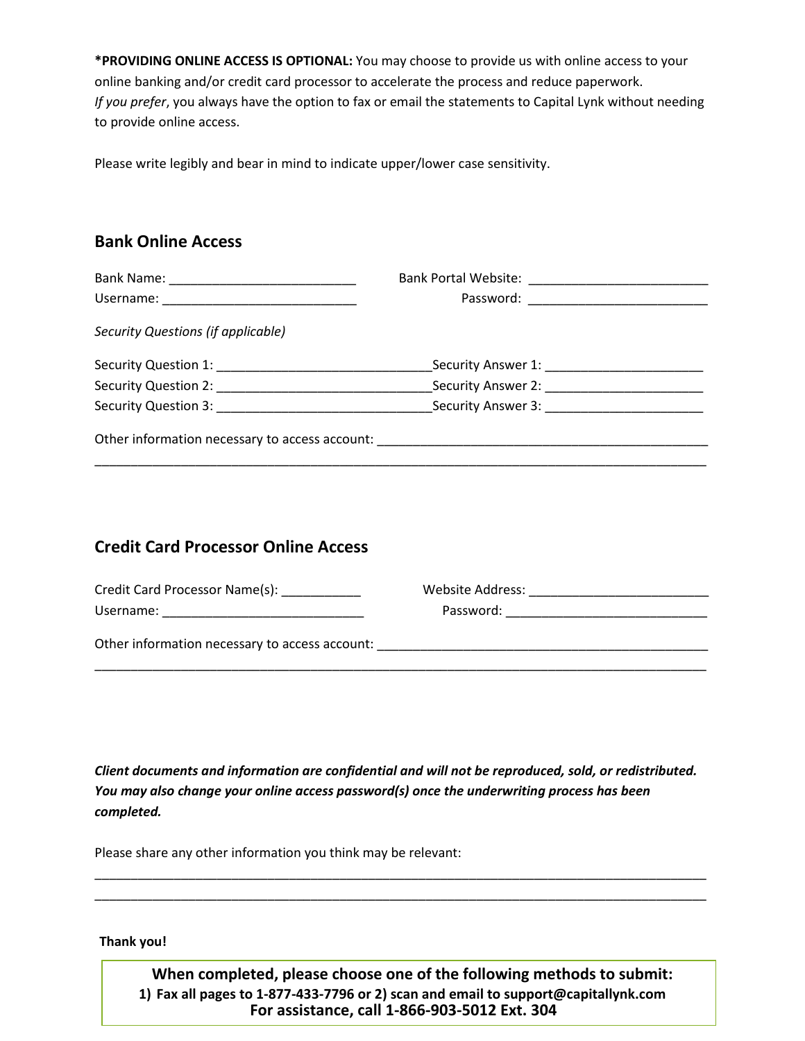**\*PROVIDING ONLINE ACCESS IS OPTIONAL:** You may choose to provide us with online access to your online banking and/or credit card processor to accelerate the process and reduce paperwork. *If you prefer*, you always have the option to fax or email the statements to Capital Lynk without needing to provide online access.

Please write legibly and bear in mind to indicate upper/lower case sensitivity.

## Bank Online Access

Bank Name: __________________________ Bank Portal Website: _________________________

Username: ___________________________ Password: _________________________

*Security Questions (if applicable)*

Security Question 1: ______________________________ Security Answer 1: ______________________

Security Question 2: ______________________________ Security Answer 2: ______________________

Security Question 3: ______________________________ Security Answer 3: ______________________

Other information necessary to access account: _______________________________________________
_________________________________________________________________________________________

## Credit Card Processor Online Access

Credit Card Processor Name(s): ___________ Website Address: _________________________

Username: ____________________________ Password: ____________________________

Other information necessary to access account: _______________________________________________
_________________________________________________________________________________________

***Client documents and information are confidential and will not be reproduced, sold, or redistributed. You may also change your online access password(s) once the underwriting process has been completed.***

Please share any other information you think may be relevant:
_________________________________________________________________________________________
_________________________________________________________________________________________

**Thank you!**

**When completed, please choose one of the following methods to submit:**

**1) Fax all pages to 1-877-433-7796 or 2) scan and email to support@capitallynk.com**

**For assistance, call 1-866-903-5012 Ext. 304**